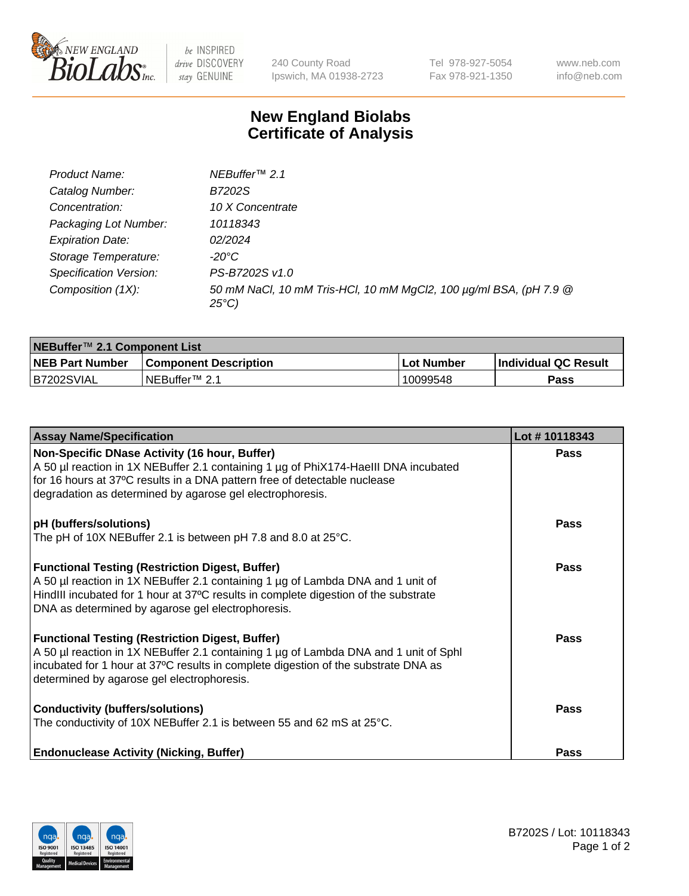NEW ENGLAND BioLabs Inc. — be INSPIRED drive DISCOVERY stay GENUINE

240 County Road
Ipswich, MA 01938-2723

Tel 978-927-5054
Fax 978-921-1350

www.neb.com
info@neb.com

# New England Biolabs
# Certificate of Analysis

| | |
|---|---|
| *Product Name:* | *NEBuffer™ 2.1* |
| *Catalog Number:* | *B7202S* |
| *Concentration:* | *10 X Concentrate* |
| *Packaging Lot Number:* | *10118343* |
| *Expiration Date:* | *02/2024* |
| *Storage Temperature:* | *-20°C* |
| *Specification Version:* | *PS-B7202S v1.0* |
| *Composition (1X):* | *50 mM NaCl, 10 mM Tris-HCl, 10 mM $MgCl_2$, 100 µg/ml BSA, (pH 7.9 @ 25°C)* |

| **NEBuffer™ 2.1 Component List** | | | |
|---|---|---|---|
| **NEB Part Number** | **Component Description** | **Lot Number** | **Individual QC Result** |
| B7202SVIAL | NEBuffer™ 2.1 | 10099548 | **Pass** |

| **Assay Name/Specification** | **Lot # 10118343** |
|---|---|
| **Non-Specific DNase Activity (16 hour, Buffer)**<br>A 50 µl reaction in 1X NEBuffer 2.1 containing 1 µg of PhiX174-HaeIII DNA incubated for 16 hours at 37ºC results in a DNA pattern free of detectable nuclease degradation as determined by agarose gel electrophoresis. | **Pass** |
| **pH (buffers/solutions)**<br>The pH of 10X NEBuffer 2.1 is between pH 7.8 and 8.0 at 25°C. | **Pass** |
| **Functional Testing (Restriction Digest, Buffer)**<br>A 50 µl reaction in 1X NEBuffer 2.1 containing 1 µg of Lambda DNA and 1 unit of HindIII incubated for 1 hour at 37ºC results in complete digestion of the substrate DNA as determined by agarose gel electrophoresis. | **Pass** |
| **Functional Testing (Restriction Digest, Buffer)**<br>A 50 µl reaction in 1X NEBuffer 2.1 containing 1 µg of Lambda DNA and 1 unit of SphI incubated for 1 hour at 37ºC results in complete digestion of the substrate DNA as determined by agarose gel electrophoresis. | **Pass** |
| **Conductivity (buffers/solutions)**<br>The conductivity of 10X NEBuffer 2.1 is between 55 and 62 mS at 25°C. | **Pass** |
| **Endonuclease Activity (Nicking, Buffer)** | **Pass** |

B7202S / Lot: 10118343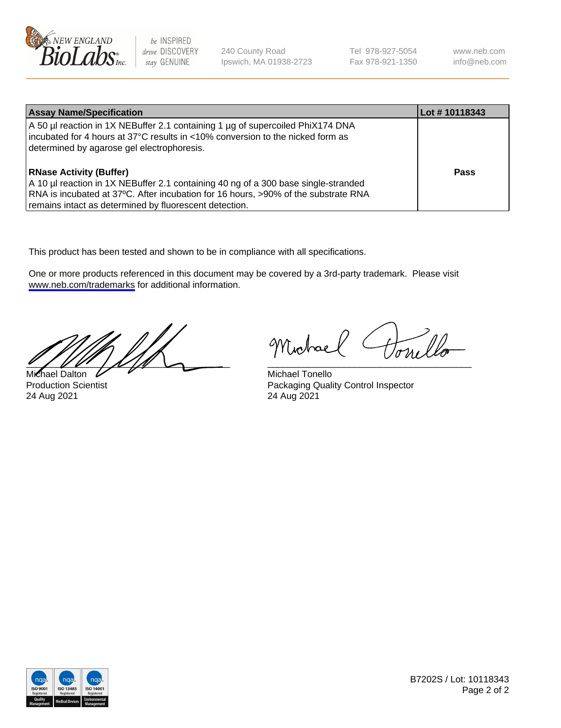| Assay Name/Specification | Lot # 10118343 |
| --- | --- |
| A 50 µl reaction in 1X NEBuffer 2.1 containing 1 µg of supercoiled PhiX174 DNA incubated for 4 hours at 37°C results in <10% conversion to the nicked form as determined by agarose gel electrophoresis. | |
| **RNase Activity (Buffer)**<br>A 10 µl reaction in 1X NEBuffer 2.1 containing 40 ng of a 300 base single-stranded RNA is incubated at 37ºC. After incubation for 16 hours, >90% of the substrate RNA remains intact as determined by fluorescent detection. | **Pass** |

This product has been tested and shown to be in compliance with all specifications.

One or more products referenced in this document may be covered by a 3rd-party trademark. Please visit www.neb.com/trademarks for additional information.

Michael Dalton
Production Scientist
24 Aug 2021

Michael Tonello
Packaging Quality Control Inspector
24 Aug 2021

B7202S / Lot: 10118343